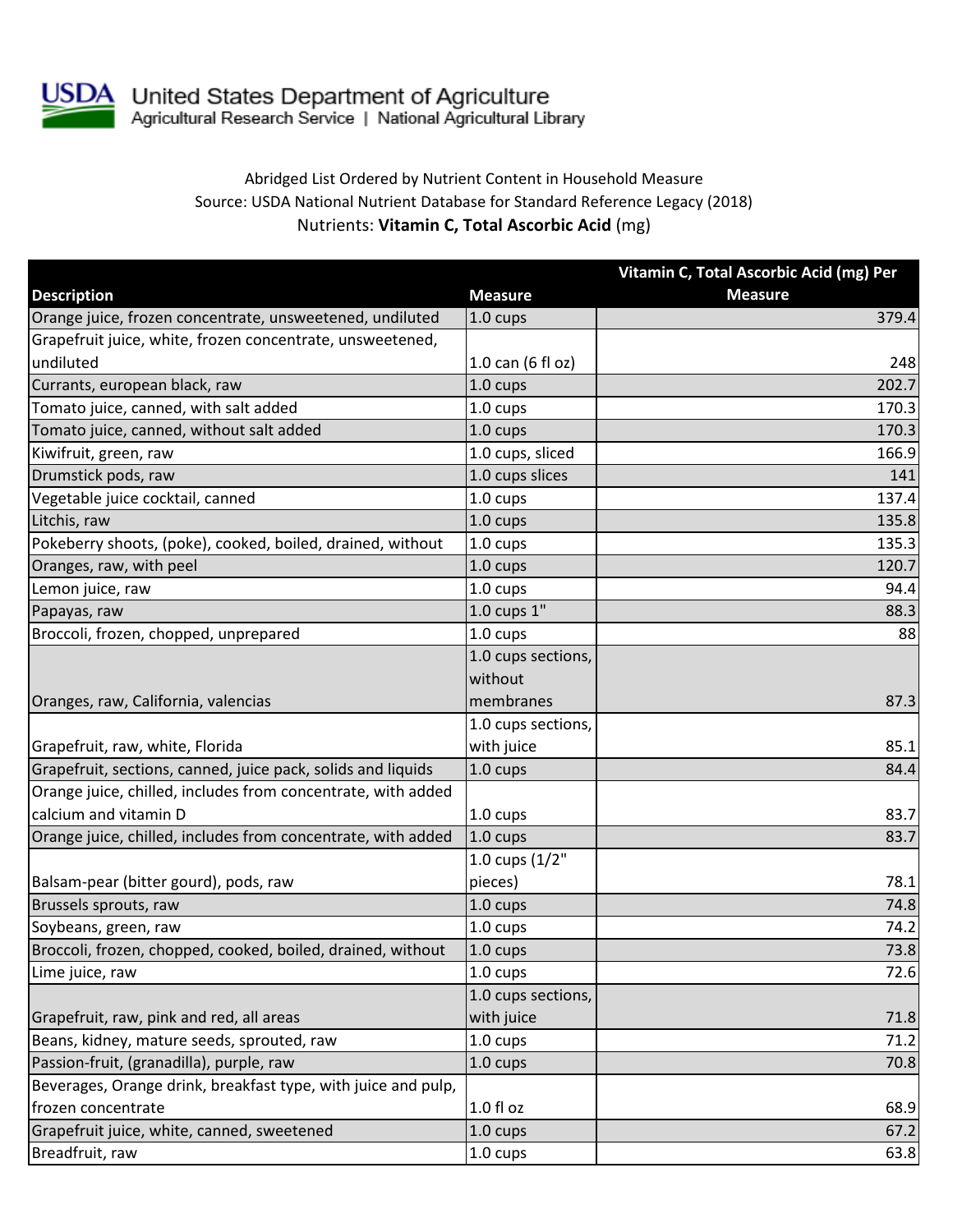United States Department of Agriculture

Agricultural Research Service | National Agricultural Library

Abridged List Ordered by Nutrient Content in Household Measure

Source: USDA National Nutrient Database for Standard Reference Legacy (2018)

Nutrients: **Vitamin C, Total Ascorbic Acid** (mg)

| Description | Measure | Vitamin C, Total Ascorbic Acid (mg) Per Measure |
|---|---|---|
| Orange juice, frozen concentrate, unsweetened, undiluted | 1.0 cups | 379.4 |
| Grapefruit juice, white, frozen concentrate, unsweetened, undiluted | 1.0 can (6 fl oz) | 248 |
| Currants, european black, raw | 1.0 cups | 202.7 |
| Tomato juice, canned, with salt added | 1.0 cups | 170.3 |
| Tomato juice, canned, without salt added | 1.0 cups | 170.3 |
| Kiwifruit, green, raw | 1.0 cups, sliced | 166.9 |
| Drumstick pods, raw | 1.0 cups slices | 141 |
| Vegetable juice cocktail, canned | 1.0 cups | 137.4 |
| Litchis, raw | 1.0 cups | 135.8 |
| Pokeberry shoots, (poke), cooked, boiled, drained, without | 1.0 cups | 135.3 |
| Oranges, raw, with peel | 1.0 cups | 120.7 |
| Lemon juice, raw | 1.0 cups | 94.4 |
| Papayas, raw | 1.0 cups 1" | 88.3 |
| Broccoli, frozen, chopped, unprepared | 1.0 cups | 88 |
| Oranges, raw, California, valencias | 1.0 cups sections, without membranes | 87.3 |
| Grapefruit, raw, white, Florida | 1.0 cups sections, with juice | 85.1 |
| Grapefruit, sections, canned, juice pack, solids and liquids | 1.0 cups | 84.4 |
| Orange juice, chilled, includes from concentrate, with added calcium and vitamin D | 1.0 cups | 83.7 |
| Orange juice, chilled, includes from concentrate, with added | 1.0 cups | 83.7 |
| Balsam-pear (bitter gourd), pods, raw | 1.0 cups (1/2" pieces) | 78.1 |
| Brussels sprouts, raw | 1.0 cups | 74.8 |
| Soybeans, green, raw | 1.0 cups | 74.2 |
| Broccoli, frozen, chopped, cooked, boiled, drained, without | 1.0 cups | 73.8 |
| Lime juice, raw | 1.0 cups | 72.6 |
| Grapefruit, raw, pink and red, all areas | 1.0 cups sections, with juice | 71.8 |
| Beans, kidney, mature seeds, sprouted, raw | 1.0 cups | 71.2 |
| Passion-fruit, (granadilla), purple, raw | 1.0 cups | 70.8 |
| Beverages, Orange drink, breakfast type, with juice and pulp, frozen concentrate | 1.0 fl oz | 68.9 |
| Grapefruit juice, white, canned, sweetened | 1.0 cups | 67.2 |
| Breadfruit, raw | 1.0 cups | 63.8 |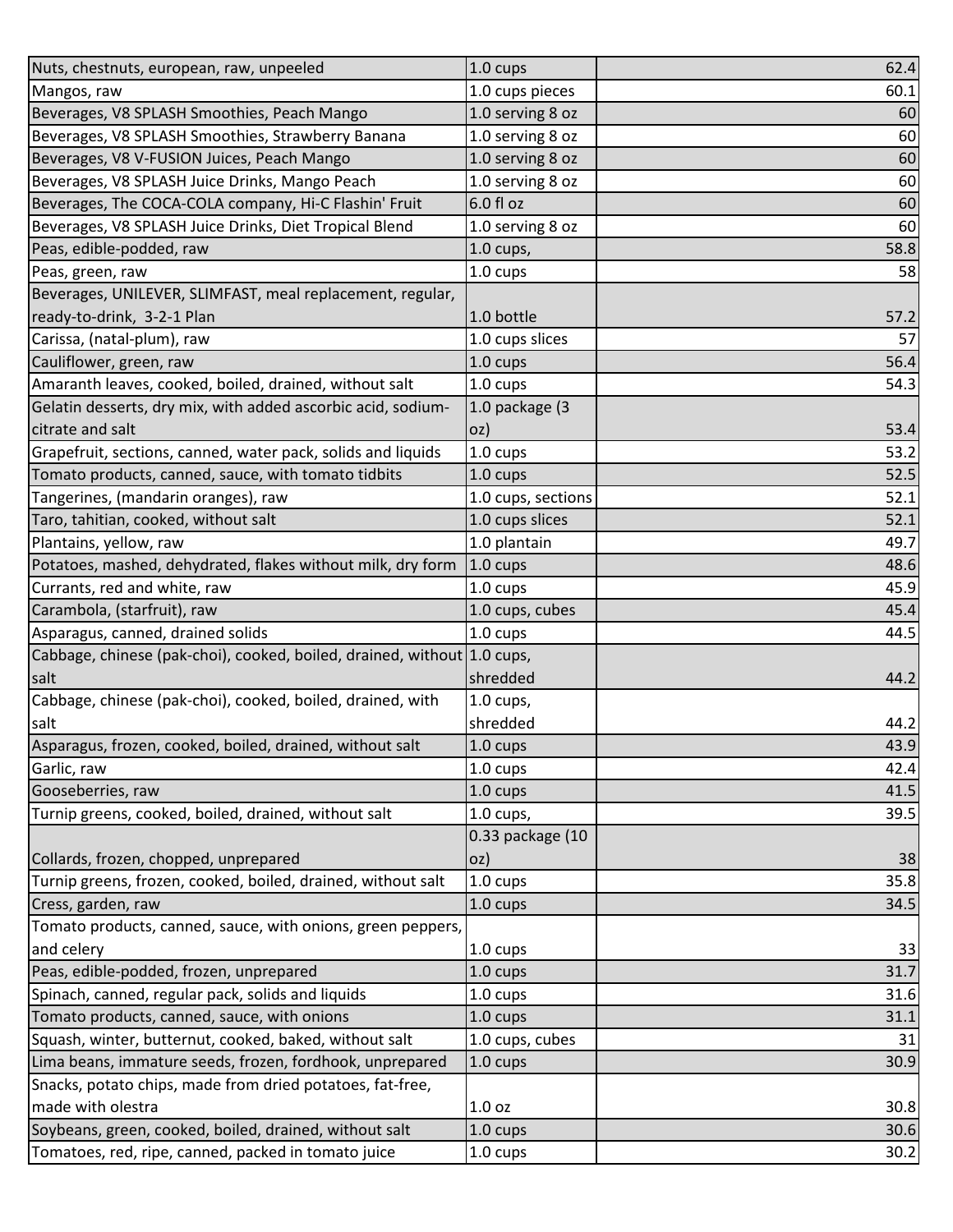| | | |
|---|---|---|
| Nuts, chestnuts, european, raw, unpeeled | 1.0 cups | 62.4 |
| Mangos, raw | 1.0 cups pieces | 60.1 |
| Beverages, V8 SPLASH Smoothies, Peach Mango | 1.0 serving 8 oz | 60 |
| Beverages, V8 SPLASH Smoothies, Strawberry Banana | 1.0 serving 8 oz | 60 |
| Beverages, V8 V-FUSION Juices, Peach Mango | 1.0 serving 8 oz | 60 |
| Beverages, V8 SPLASH Juice Drinks, Mango Peach | 1.0 serving 8 oz | 60 |
| Beverages, The COCA-COLA company, Hi-C Flashin' Fruit | 6.0 fl oz | 60 |
| Beverages, V8 SPLASH Juice Drinks, Diet Tropical Blend | 1.0 serving 8 oz | 60 |
| Peas, edible-podded, raw | 1.0 cups, | 58.8 |
| Peas, green, raw | 1.0 cups | 58 |
| Beverages, UNILEVER, SLIMFAST, meal replacement, regular, ready-to-drink, 3-2-1 Plan | 1.0 bottle | 57.2 |
| Carissa, (natal-plum), raw | 1.0 cups slices | 57 |
| Cauliflower, green, raw | 1.0 cups | 56.4 |
| Amaranth leaves, cooked, boiled, drained, without salt | 1.0 cups | 54.3 |
| Gelatin desserts, dry mix, with added ascorbic acid, sodium-citrate and salt | 1.0 package (3 oz) | 53.4 |
| Grapefruit, sections, canned, water pack, solids and liquids | 1.0 cups | 53.2 |
| Tomato products, canned, sauce, with tomato tidbits | 1.0 cups | 52.5 |
| Tangerines, (mandarin oranges), raw | 1.0 cups, sections | 52.1 |
| Taro, tahitian, cooked, without salt | 1.0 cups slices | 52.1 |
| Plantains, yellow, raw | 1.0 plantain | 49.7 |
| Potatoes, mashed, dehydrated, flakes without milk, dry form | 1.0 cups | 48.6 |
| Currants, red and white, raw | 1.0 cups | 45.9 |
| Carambola, (starfruit), raw | 1.0 cups, cubes | 45.4 |
| Asparagus, canned, drained solids | 1.0 cups | 44.5 |
| Cabbage, chinese (pak-choi), cooked, boiled, drained, without salt | 1.0 cups, shredded | 44.2 |
| Cabbage, chinese (pak-choi), cooked, boiled, drained, with salt | 1.0 cups, shredded | 44.2 |
| Asparagus, frozen, cooked, boiled, drained, without salt | 1.0 cups | 43.9 |
| Garlic, raw | 1.0 cups | 42.4 |
| Gooseberries, raw | 1.0 cups | 41.5 |
| Turnip greens, cooked, boiled, drained, without salt | 1.0 cups, | 39.5 |
| Collards, frozen, chopped, unprepared | 0.33 package (10 oz) | 38 |
| Turnip greens, frozen, cooked, boiled, drained, without salt | 1.0 cups | 35.8 |
| Cress, garden, raw | 1.0 cups | 34.5 |
| Tomato products, canned, sauce, with onions, green peppers, and celery | 1.0 cups | 33 |
| Peas, edible-podded, frozen, unprepared | 1.0 cups | 31.7 |
| Spinach, canned, regular pack, solids and liquids | 1.0 cups | 31.6 |
| Tomato products, canned, sauce, with onions | 1.0 cups | 31.1 |
| Squash, winter, butternut, cooked, baked, without salt | 1.0 cups, cubes | 31 |
| Lima beans, immature seeds, frozen, fordhook, unprepared | 1.0 cups | 30.9 |
| Snacks, potato chips, made from dried potatoes, fat-free, made with olestra | 1.0 oz | 30.8 |
| Soybeans, green, cooked, boiled, drained, without salt | 1.0 cups | 30.6 |
| Tomatoes, red, ripe, canned, packed in tomato juice | 1.0 cups | 30.2 |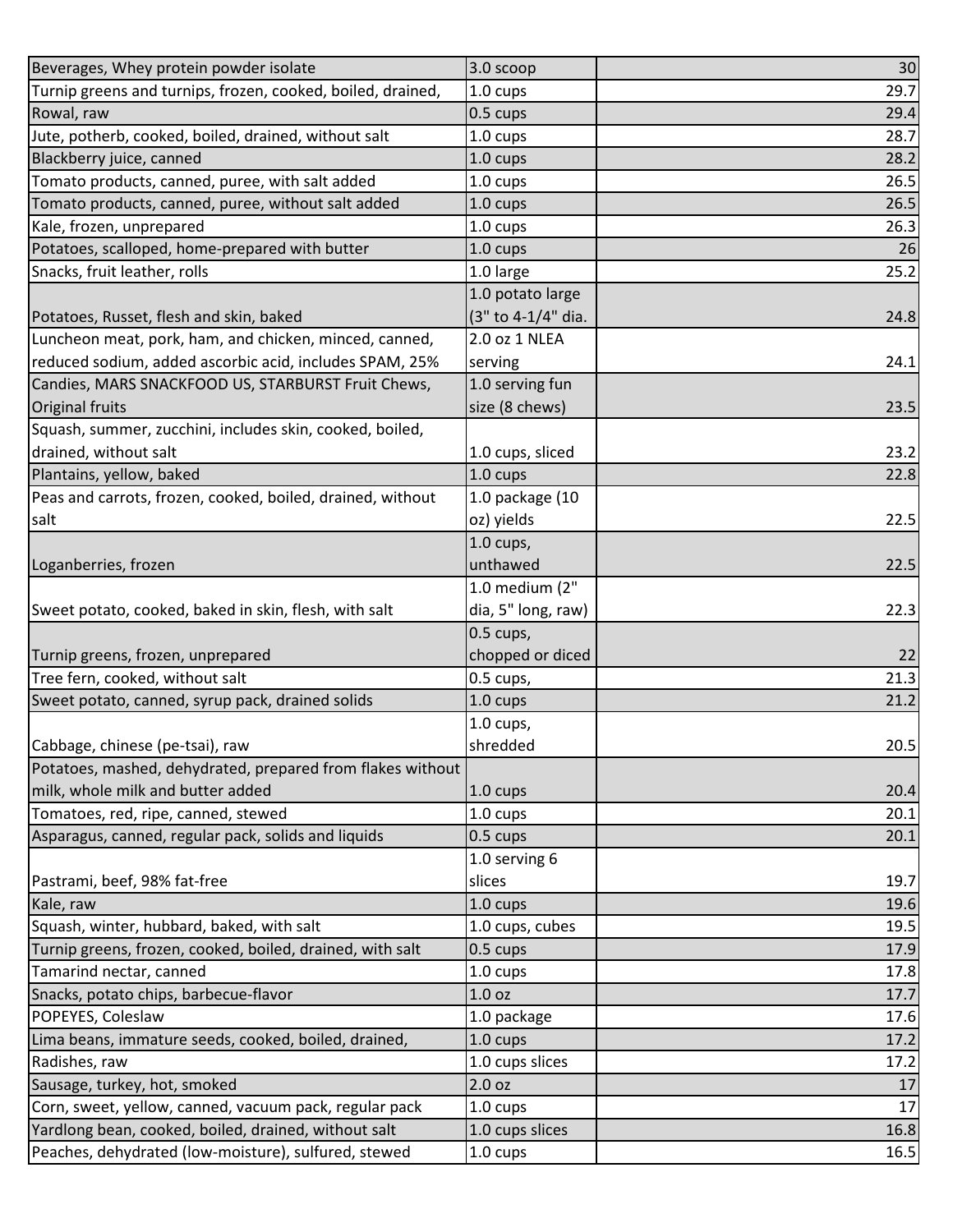| | | |
|---|---|---|
| Beverages, Whey protein powder isolate | 3.0 scoop | 30 |
| Turnip greens and turnips, frozen, cooked, boiled, drained, | 1.0 cups | 29.7 |
| Rowal, raw | 0.5 cups | 29.4 |
| Jute, potherb, cooked, boiled, drained, without salt | 1.0 cups | 28.7 |
| Blackberry juice, canned | 1.0 cups | 28.2 |
| Tomato products, canned, puree, with salt added | 1.0 cups | 26.5 |
| Tomato products, canned, puree, without salt added | 1.0 cups | 26.5 |
| Kale, frozen, unprepared | 1.0 cups | 26.3 |
| Potatoes, scalloped, home-prepared with butter | 1.0 cups | 26 |
| Snacks, fruit leather, rolls | 1.0 large | 25.2 |
| Potatoes, Russet, flesh and skin, baked | 1.0 potato large (3" to 4-1/4" dia. | 24.8 |
| Luncheon meat, pork, ham, and chicken, minced, canned, reduced sodium, added ascorbic acid, includes SPAM, 25% | 2.0 oz 1 NLEA serving | 24.1 |
| Candies, MARS SNACKFOOD US, STARBURST Fruit Chews, Original fruits | 1.0 serving fun size (8 chews) | 23.5 |
| Squash, summer, zucchini, includes skin, cooked, boiled, drained, without salt | 1.0 cups, sliced | 23.2 |
| Plantains, yellow, baked | 1.0 cups | 22.8 |
| Peas and carrots, frozen, cooked, boiled, drained, without salt | 1.0 package (10 oz) yields | 22.5 |
| Loganberries, frozen | 1.0 cups, unthawed | 22.5 |
| Sweet potato, cooked, baked in skin, flesh, with salt | 1.0 medium (2" dia, 5" long, raw) | 22.3 |
| Turnip greens, frozen, unprepared | 0.5 cups, chopped or diced | 22 |
| Tree fern, cooked, without salt | 0.5 cups, | 21.3 |
| Sweet potato, canned, syrup pack, drained solids | 1.0 cups | 21.2 |
| Cabbage, chinese (pe-tsai), raw | 1.0 cups, shredded | 20.5 |
| Potatoes, mashed, dehydrated, prepared from flakes without milk, whole milk and butter added | 1.0 cups | 20.4 |
| Tomatoes, red, ripe, canned, stewed | 1.0 cups | 20.1 |
| Asparagus, canned, regular pack, solids and liquids | 0.5 cups | 20.1 |
| Pastrami, beef, 98% fat-free | 1.0 serving 6 slices | 19.7 |
| Kale, raw | 1.0 cups | 19.6 |
| Squash, winter, hubbard, baked, with salt | 1.0 cups, cubes | 19.5 |
| Turnip greens, frozen, cooked, boiled, drained, with salt | 0.5 cups | 17.9 |
| Tamarind nectar, canned | 1.0 cups | 17.8 |
| Snacks, potato chips, barbecue-flavor | 1.0 oz | 17.7 |
| POPEYES, Coleslaw | 1.0 package | 17.6 |
| Lima beans, immature seeds, cooked, boiled, drained, | 1.0 cups | 17.2 |
| Radishes, raw | 1.0 cups slices | 17.2 |
| Sausage, turkey, hot, smoked | 2.0 oz | 17 |
| Corn, sweet, yellow, canned, vacuum pack, regular pack | 1.0 cups | 17 |
| Yardlong bean, cooked, boiled, drained, without salt | 1.0 cups slices | 16.8 |
| Peaches, dehydrated (low-moisture), sulfured, stewed | 1.0 cups | 16.5 |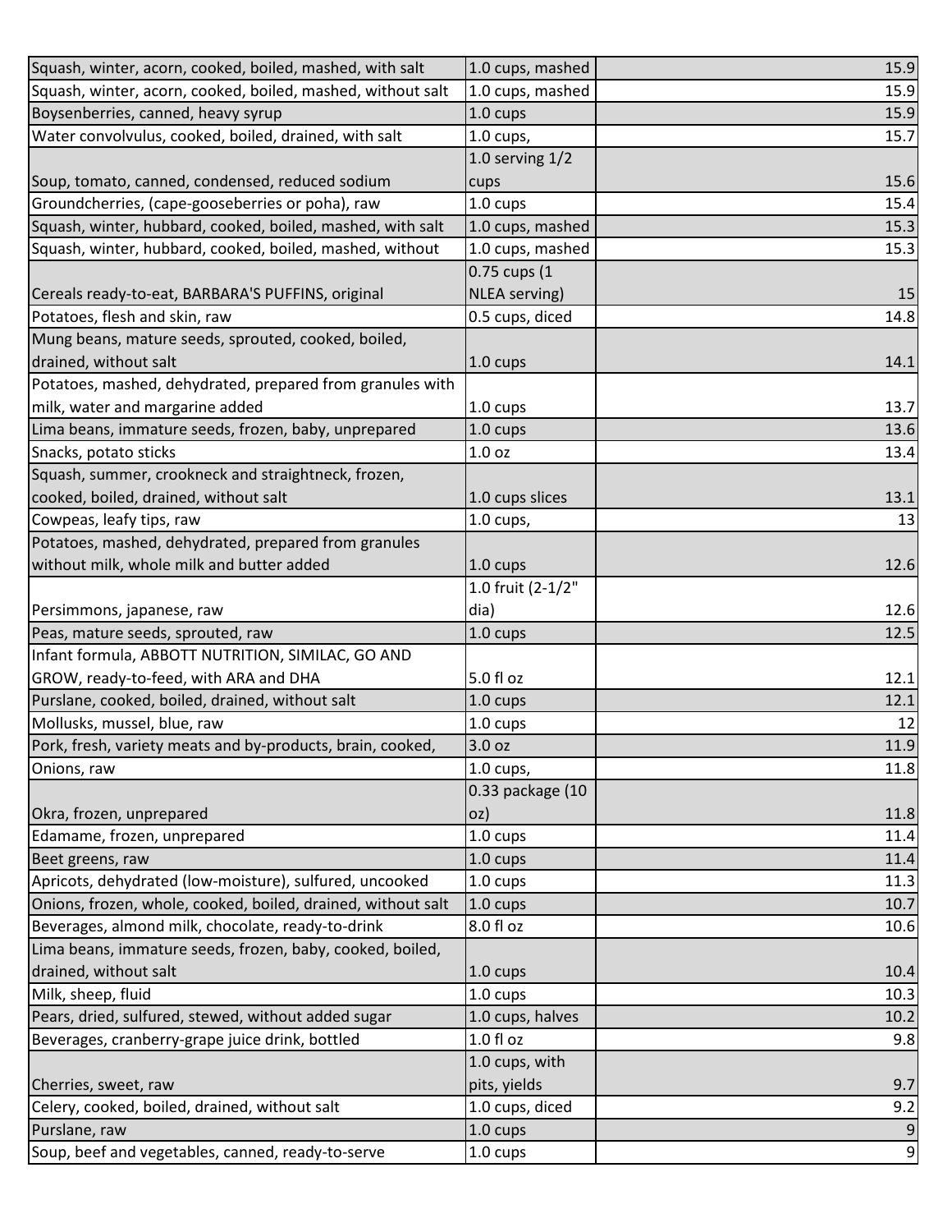| | | |
|---|---|---|
| Squash, winter, acorn, cooked, boiled, mashed, with salt | 1.0 cups, mashed | 15.9 |
| Squash, winter, acorn, cooked, boiled, mashed, without salt | 1.0 cups, mashed | 15.9 |
| Boysenberries, canned, heavy syrup | 1.0 cups | 15.9 |
| Water convolvulus, cooked, boiled, drained, with salt | 1.0 cups, | 15.7 |
| Soup, tomato, canned, condensed, reduced sodium | 1.0 serving 1/2 cups | 15.6 |
| Groundcherries, (cape-gooseberries or poha), raw | 1.0 cups | 15.4 |
| Squash, winter, hubbard, cooked, boiled, mashed, with salt | 1.0 cups, mashed | 15.3 |
| Squash, winter, hubbard, cooked, boiled, mashed, without | 1.0 cups, mashed | 15.3 |
| Cereals ready-to-eat, BARBARA'S PUFFINS, original | 0.75 cups (1 NLEA serving) | 15 |
| Potatoes, flesh and skin, raw | 0.5 cups, diced | 14.8 |
| Mung beans, mature seeds, sprouted, cooked, boiled, drained, without salt | 1.0 cups | 14.1 |
| Potatoes, mashed, dehydrated, prepared from granules with milk, water and margarine added | 1.0 cups | 13.7 |
| Lima beans, immature seeds, frozen, baby, unprepared | 1.0 cups | 13.6 |
| Snacks, potato sticks | 1.0 oz | 13.4 |
| Squash, summer, crookneck and straightneck, frozen, cooked, boiled, drained, without salt | 1.0 cups slices | 13.1 |
| Cowpeas, leafy tips, raw | 1.0 cups, | 13 |
| Potatoes, mashed, dehydrated, prepared from granules without milk, whole milk and butter added | 1.0 cups | 12.6 |
| Persimmons, japanese, raw | 1.0 fruit (2-1/2" dia) | 12.6 |
| Peas, mature seeds, sprouted, raw | 1.0 cups | 12.5 |
| Infant formula, ABBOTT NUTRITION, SIMILAC, GO AND GROW, ready-to-feed, with ARA and DHA | 5.0 fl oz | 12.1 |
| Purslane, cooked, boiled, drained, without salt | 1.0 cups | 12.1 |
| Mollusks, mussel, blue, raw | 1.0 cups | 12 |
| Pork, fresh, variety meats and by-products, brain, cooked, | 3.0 oz | 11.9 |
| Onions, raw | 1.0 cups, | 11.8 |
| Okra, frozen, unprepared | 0.33 package (10 oz) | 11.8 |
| Edamame, frozen, unprepared | 1.0 cups | 11.4 |
| Beet greens, raw | 1.0 cups | 11.4 |
| Apricots, dehydrated (low-moisture), sulfured, uncooked | 1.0 cups | 11.3 |
| Onions, frozen, whole, cooked, boiled, drained, without salt | 1.0 cups | 10.7 |
| Beverages, almond milk, chocolate, ready-to-drink | 8.0 fl oz | 10.6 |
| Lima beans, immature seeds, frozen, baby, cooked, boiled, drained, without salt | 1.0 cups | 10.4 |
| Milk, sheep, fluid | 1.0 cups | 10.3 |
| Pears, dried, sulfured, stewed, without added sugar | 1.0 cups, halves | 10.2 |
| Beverages, cranberry-grape juice drink, bottled | 1.0 fl oz | 9.8 |
| Cherries, sweet, raw | 1.0 cups, with pits, yields | 9.7 |
| Celery, cooked, boiled, drained, without salt | 1.0 cups, diced | 9.2 |
| Purslane, raw | 1.0 cups | 9 |
| Soup, beef and vegetables, canned, ready-to-serve | 1.0 cups | 9 |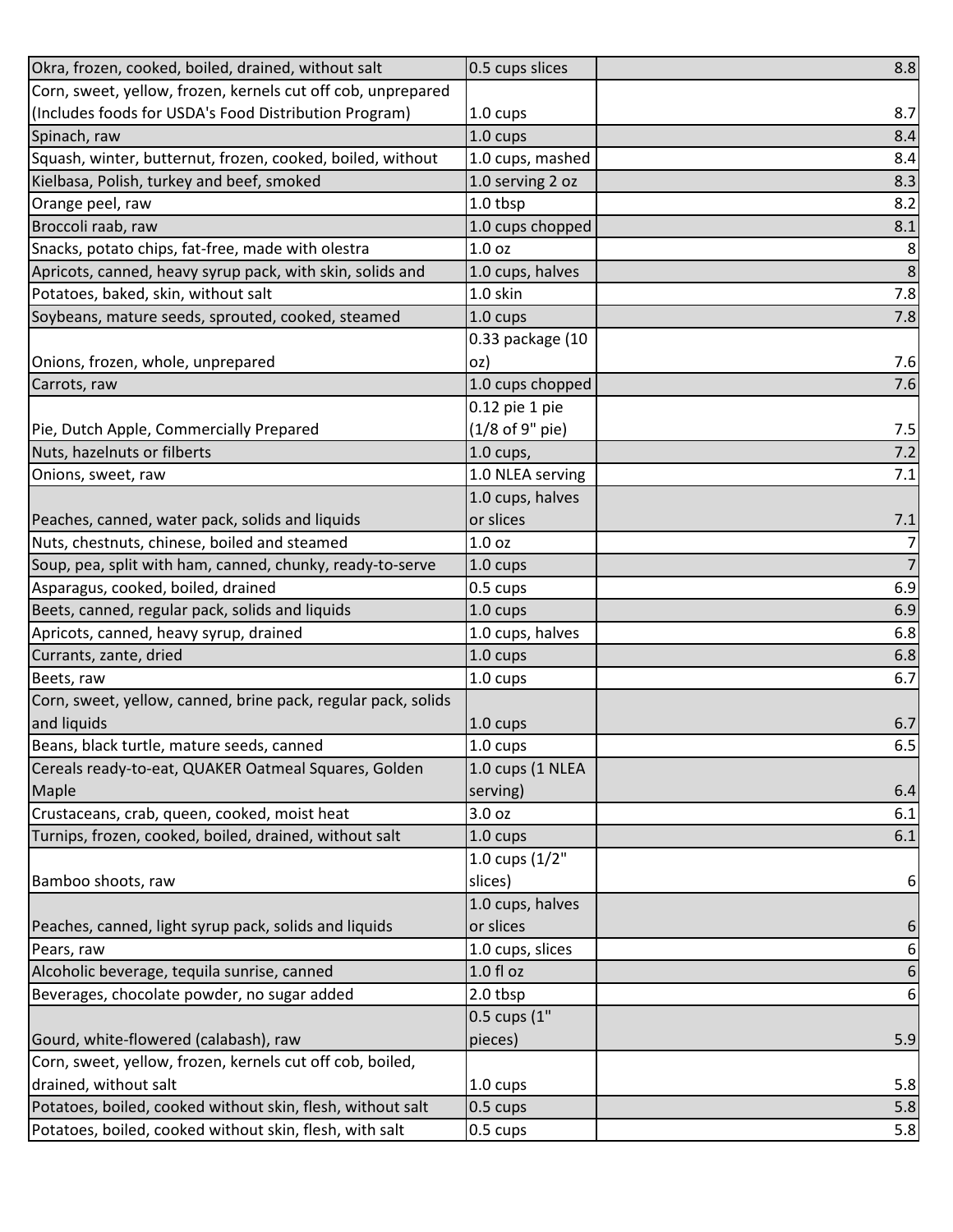| | | |
|---|---|---|
| Okra, frozen, cooked, boiled, drained, without salt | 0.5 cups slices | 8.8 |
| Corn, sweet, yellow, frozen, kernels cut off cob, unprepared (Includes foods for USDA's Food Distribution Program) | 1.0 cups | 8.7 |
| Spinach, raw | 1.0 cups | 8.4 |
| Squash, winter, butternut, frozen, cooked, boiled, without | 1.0 cups, mashed | 8.4 |
| Kielbasa, Polish, turkey and beef, smoked | 1.0 serving 2 oz | 8.3 |
| Orange peel, raw | 1.0 tbsp | 8.2 |
| Broccoli raab, raw | 1.0 cups chopped | 8.1 |
| Snacks, potato chips, fat-free, made with olestra | 1.0 oz | 8 |
| Apricots, canned, heavy syrup pack, with skin, solids and | 1.0 cups, halves | 8 |
| Potatoes, baked, skin, without salt | 1.0 skin | 7.8 |
| Soybeans, mature seeds, sprouted, cooked, steamed | 1.0 cups | 7.8 |
| Onions, frozen, whole, unprepared | 0.33 package (10 oz) | 7.6 |
| Carrots, raw | 1.0 cups chopped | 7.6 |
| Pie, Dutch Apple, Commercially Prepared | 0.12 pie 1 pie (1/8 of 9" pie) | 7.5 |
| Nuts, hazelnuts or filberts | 1.0 cups, | 7.2 |
| Onions, sweet, raw | 1.0 NLEA serving | 7.1 |
| Peaches, canned, water pack, solids and liquids | 1.0 cups, halves or slices | 7.1 |
| Nuts, chestnuts, chinese, boiled and steamed | 1.0 oz | 7 |
| Soup, pea, split with ham, canned, chunky, ready-to-serve | 1.0 cups | 7 |
| Asparagus, cooked, boiled, drained | 0.5 cups | 6.9 |
| Beets, canned, regular pack, solids and liquids | 1.0 cups | 6.9 |
| Apricots, canned, heavy syrup, drained | 1.0 cups, halves | 6.8 |
| Currants, zante, dried | 1.0 cups | 6.8 |
| Beets, raw | 1.0 cups | 6.7 |
| Corn, sweet, yellow, canned, brine pack, regular pack, solids and liquids | 1.0 cups | 6.7 |
| Beans, black turtle, mature seeds, canned | 1.0 cups | 6.5 |
| Cereals ready-to-eat, QUAKER Oatmeal Squares, Golden Maple | 1.0 cups (1 NLEA serving) | 6.4 |
| Crustaceans, crab, queen, cooked, moist heat | 3.0 oz | 6.1 |
| Turnips, frozen, cooked, boiled, drained, without salt | 1.0 cups | 6.1 |
| Bamboo shoots, raw | 1.0 cups (1/2" slices) | 6 |
| Peaches, canned, light syrup pack, solids and liquids | 1.0 cups, halves or slices | 6 |
| Pears, raw | 1.0 cups, slices | 6 |
| Alcoholic beverage, tequila sunrise, canned | 1.0 fl oz | 6 |
| Beverages, chocolate powder, no sugar added | 2.0 tbsp | 6 |
| Gourd, white-flowered (calabash), raw | 0.5 cups (1" pieces) | 5.9 |
| Corn, sweet, yellow, frozen, kernels cut off cob, boiled, drained, without salt | 1.0 cups | 5.8 |
| Potatoes, boiled, cooked without skin, flesh, without salt | 0.5 cups | 5.8 |
| Potatoes, boiled, cooked without skin, flesh, with salt | 0.5 cups | 5.8 |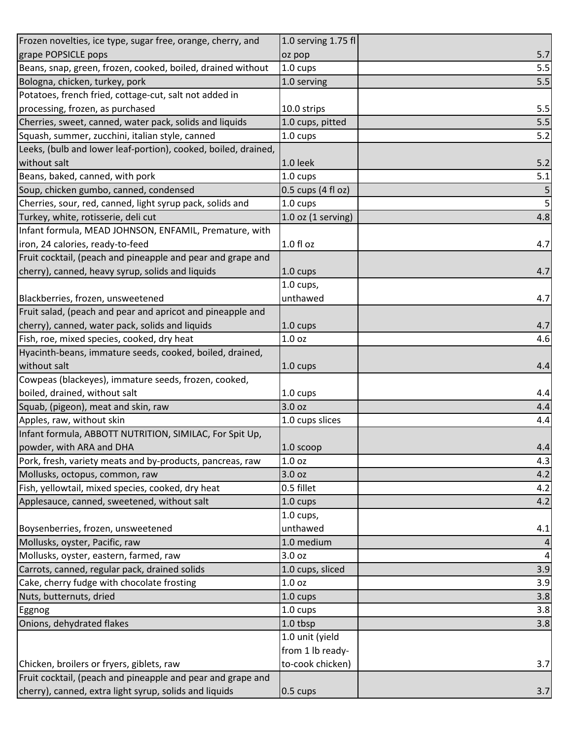| | | |
|---|---|---|
| Frozen novelties, ice type, sugar free, orange, cherry, and grape POPSICLE pops | 1.0 serving 1.75 fl oz pop | 5.7 |
| Beans, snap, green, frozen, cooked, boiled, drained without | 1.0 cups | 5.5 |
| Bologna, chicken, turkey, pork | 1.0 serving | 5.5 |
| Potatoes, french fried, cottage-cut, salt not added in processing, frozen, as purchased | 10.0 strips | 5.5 |
| Cherries, sweet, canned, water pack, solids and liquids | 1.0 cups, pitted | 5.5 |
| Squash, summer, zucchini, italian style, canned | 1.0 cups | 5.2 |
| Leeks, (bulb and lower leaf-portion), cooked, boiled, drained, without salt | 1.0 leek | 5.2 |
| Beans, baked, canned, with pork | 1.0 cups | 5.1 |
| Soup, chicken gumbo, canned, condensed | 0.5 cups (4 fl oz) | 5 |
| Cherries, sour, red, canned, light syrup pack, solids and | 1.0 cups | 5 |
| Turkey, white, rotisserie, deli cut | 1.0 oz (1 serving) | 4.8 |
| Infant formula, MEAD JOHNSON, ENFAMIL, Premature, with iron, 24 calories, ready-to-feed | 1.0 fl oz | 4.7 |
| Fruit cocktail, (peach and pineapple and pear and grape and cherry), canned, heavy syrup, solids and liquids | 1.0 cups | 4.7 |
| Blackberries, frozen, unsweetened | 1.0 cups, unthawed | 4.7 |
| Fruit salad, (peach and pear and apricot and pineapple and cherry), canned, water pack, solids and liquids | 1.0 cups | 4.7 |
| Fish, roe, mixed species, cooked, dry heat | 1.0 oz | 4.6 |
| Hyacinth-beans, immature seeds, cooked, boiled, drained, without salt | 1.0 cups | 4.4 |
| Cowpeas (blackeyes), immature seeds, frozen, cooked, boiled, drained, without salt | 1.0 cups | 4.4 |
| Squab, (pigeon), meat and skin, raw | 3.0 oz | 4.4 |
| Apples, raw, without skin | 1.0 cups slices | 4.4 |
| Infant formula, ABBOTT NUTRITION, SIMILAC, For Spit Up, powder, with ARA and DHA | 1.0 scoop | 4.4 |
| Pork, fresh, variety meats and by-products, pancreas, raw | 1.0 oz | 4.3 |
| Mollusks, octopus, common, raw | 3.0 oz | 4.2 |
| Fish, yellowtail, mixed species, cooked, dry heat | 0.5 fillet | 4.2 |
| Applesauce, canned, sweetened, without salt | 1.0 cups | 4.2 |
| Boysenberries, frozen, unsweetened | 1.0 cups, unthawed | 4.1 |
| Mollusks, oyster, Pacific, raw | 1.0 medium | 4 |
| Mollusks, oyster, eastern, farmed, raw | 3.0 oz | 4 |
| Carrots, canned, regular pack, drained solids | 1.0 cups, sliced | 3.9 |
| Cake, cherry fudge with chocolate frosting | 1.0 oz | 3.9 |
| Nuts, butternuts, dried | 1.0 cups | 3.8 |
| Eggnog | 1.0 cups | 3.8 |
| Onions, dehydrated flakes | 1.0 tbsp | 3.8 |
| Chicken, broilers or fryers, giblets, raw | 1.0 unit (yield from 1 lb ready-to-cook chicken) | 3.7 |
| Fruit cocktail, (peach and pineapple and pear and grape and cherry), canned, extra light syrup, solids and liquids | 0.5 cups | 3.7 |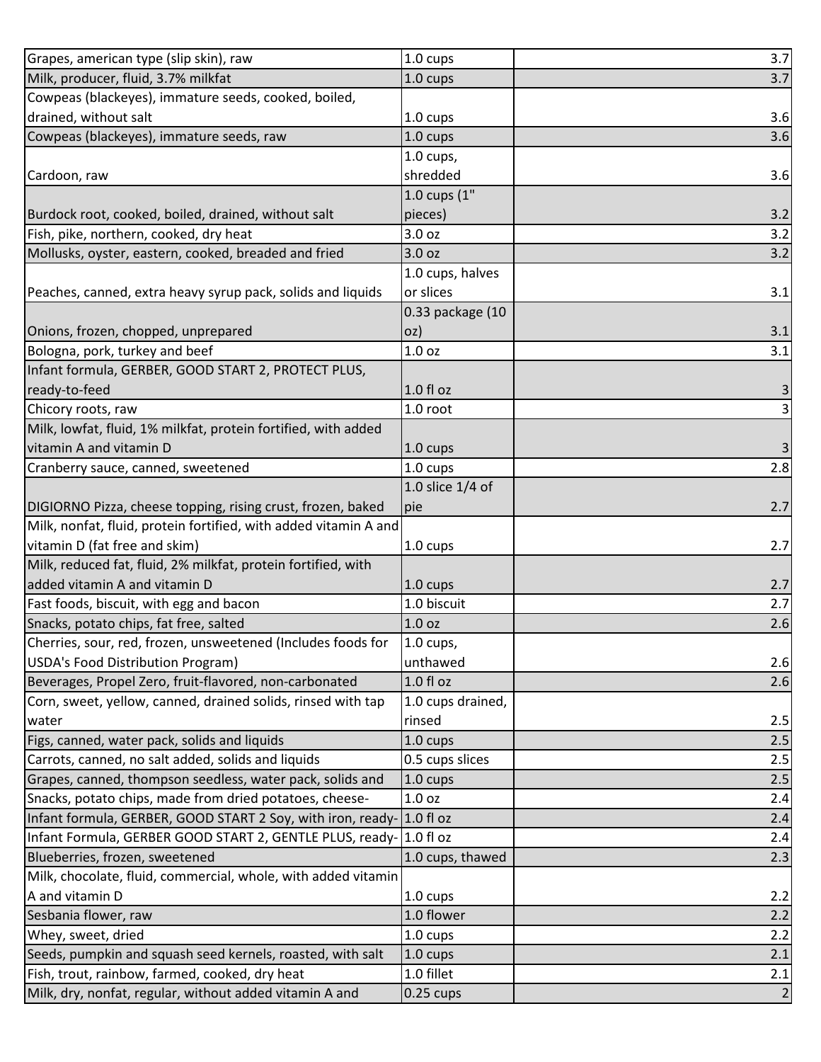| Grapes, american type (slip skin), raw | 1.0 cups | 3.7 |
|---|---|---|
| Milk, producer, fluid, 3.7% milkfat | 1.0 cups | 3.7 |
| Cowpeas (blackeyes), immature seeds, cooked, boiled, drained, without salt | 1.0 cups | 3.6 |
| Cowpeas (blackeyes), immature seeds, raw | 1.0 cups | 3.6 |
| Cardoon, raw | 1.0 cups, shredded | 3.6 |
| Burdock root, cooked, boiled, drained, without salt | 1.0 cups (1" pieces) | 3.2 |
| Fish, pike, northern, cooked, dry heat | 3.0 oz | 3.2 |
| Mollusks, oyster, eastern, cooked, breaded and fried | 3.0 oz | 3.2 |
| Peaches, canned, extra heavy syrup pack, solids and liquids | 1.0 cups, halves or slices | 3.1 |
| Onions, frozen, chopped, unprepared | 0.33 package (10 oz) | 3.1 |
| Bologna, pork, turkey and beef | 1.0 oz | 3.1 |
| Infant formula, GERBER, GOOD START 2, PROTECT PLUS, ready-to-feed | 1.0 fl oz | 3 |
| Chicory roots, raw | 1.0 root | 3 |
| Milk, lowfat, fluid, 1% milkfat, protein fortified, with added vitamin A and vitamin D | 1.0 cups | 3 |
| Cranberry sauce, canned, sweetened | 1.0 cups | 2.8 |
| DIGIORNO Pizza, cheese topping, rising crust, frozen, baked | 1.0 slice 1/4 of pie | 2.7 |
| Milk, nonfat, fluid, protein fortified, with added vitamin A and vitamin D (fat free and skim) | 1.0 cups | 2.7 |
| Milk, reduced fat, fluid, 2% milkfat, protein fortified, with added vitamin A and vitamin D | 1.0 cups | 2.7 |
| Fast foods, biscuit, with egg and bacon | 1.0 biscuit | 2.7 |
| Snacks, potato chips, fat free, salted | 1.0 oz | 2.6 |
| Cherries, sour, red, frozen, unsweetened (Includes foods for USDA's Food Distribution Program) | 1.0 cups, unthawed | 2.6 |
| Beverages, Propel Zero, fruit-flavored, non-carbonated | 1.0 fl oz | 2.6 |
| Corn, sweet, yellow, canned, drained solids, rinsed with tap water | 1.0 cups drained, rinsed | 2.5 |
| Figs, canned, water pack, solids and liquids | 1.0 cups | 2.5 |
| Carrots, canned, no salt added, solids and liquids | 0.5 cups slices | 2.5 |
| Grapes, canned, thompson seedless, water pack, solids and | 1.0 cups | 2.5 |
| Snacks, potato chips, made from dried potatoes, cheese- | 1.0 oz | 2.4 |
| Infant formula, GERBER, GOOD START 2 Soy, with iron, ready- | 1.0 fl oz | 2.4 |
| Infant Formula, GERBER GOOD START 2, GENTLE PLUS, ready- | 1.0 fl oz | 2.4 |
| Blueberries, frozen, sweetened | 1.0 cups, thawed | 2.3 |
| Milk, chocolate, fluid, commercial, whole, with added vitamin A and vitamin D | 1.0 cups | 2.2 |
| Sesbania flower, raw | 1.0 flower | 2.2 |
| Whey, sweet, dried | 1.0 cups | 2.2 |
| Seeds, pumpkin and squash seed kernels, roasted, with salt | 1.0 cups | 2.1 |
| Fish, trout, rainbow, farmed, cooked, dry heat | 1.0 fillet | 2.1 |
| Milk, dry, nonfat, regular, without added vitamin A and | 0.25 cups | 2 |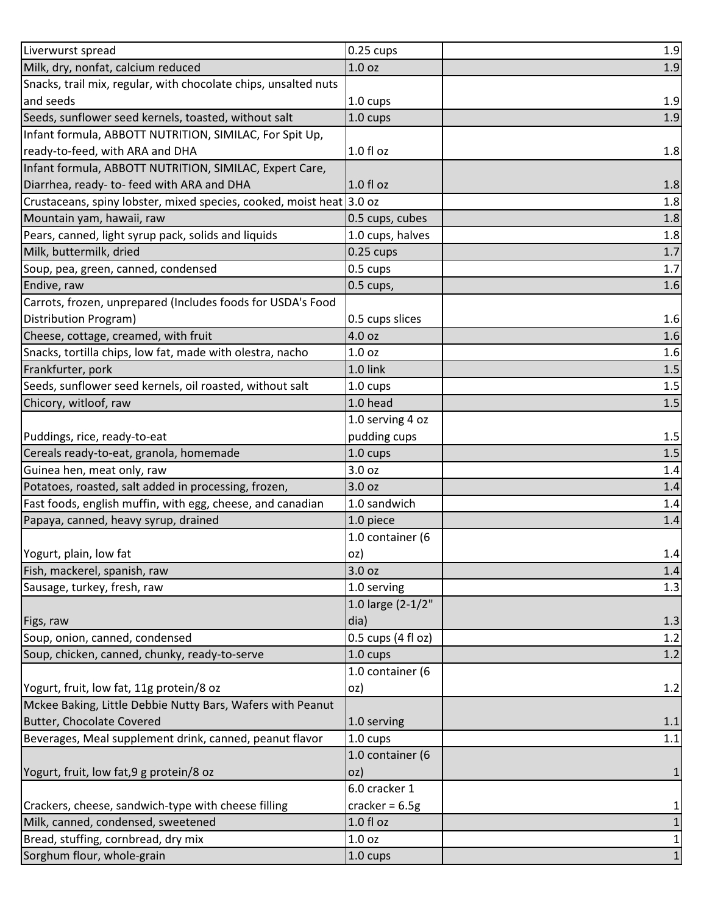| | | |
|---|---|---|
| Liverwurst spread | 0.25 cups | 1.9 |
| Milk, dry, nonfat, calcium reduced | 1.0 oz | 1.9 |
| Snacks, trail mix, regular, with chocolate chips, unsalted nuts and seeds | 1.0 cups | 1.9 |
| Seeds, sunflower seed kernels, toasted, without salt | 1.0 cups | 1.9 |
| Infant formula, ABBOTT NUTRITION, SIMILAC, For Spit Up, ready-to-feed, with ARA and DHA | 1.0 fl oz | 1.8 |
| Infant formula, ABBOTT NUTRITION, SIMILAC, Expert Care, Diarrhea, ready- to- feed with ARA and DHA | 1.0 fl oz | 1.8 |
| Crustaceans, spiny lobster, mixed species, cooked, moist heat | 3.0 oz | 1.8 |
| Mountain yam, hawaii, raw | 0.5 cups, cubes | 1.8 |
| Pears, canned, light syrup pack, solids and liquids | 1.0 cups, halves | 1.8 |
| Milk, buttermilk, dried | 0.25 cups | 1.7 |
| Soup, pea, green, canned, condensed | 0.5 cups | 1.7 |
| Endive, raw | 0.5 cups, | 1.6 |
| Carrots, frozen, unprepared (Includes foods for USDA's Food Distribution Program) | 0.5 cups slices | 1.6 |
| Cheese, cottage, creamed, with fruit | 4.0 oz | 1.6 |
| Snacks, tortilla chips, low fat, made with olestra, nacho | 1.0 oz | 1.6 |
| Frankfurter, pork | 1.0 link | 1.5 |
| Seeds, sunflower seed kernels, oil roasted, without salt | 1.0 cups | 1.5 |
| Chicory, witloof, raw | 1.0 head | 1.5 |
| Puddings, rice, ready-to-eat | 1.0 serving 4 oz pudding cups | 1.5 |
| Cereals ready-to-eat, granola, homemade | 1.0 cups | 1.5 |
| Guinea hen, meat only, raw | 3.0 oz | 1.4 |
| Potatoes, roasted, salt added in processing, frozen, | 3.0 oz | 1.4 |
| Fast foods, english muffin, with egg, cheese, and canadian | 1.0 sandwich | 1.4 |
| Papaya, canned, heavy syrup, drained | 1.0 piece | 1.4 |
| Yogurt, plain, low fat | 1.0 container (6 oz) | 1.4 |
| Fish, mackerel, spanish, raw | 3.0 oz | 1.4 |
| Sausage, turkey, fresh, raw | 1.0 serving | 1.3 |
| Figs, raw | 1.0 large (2-1/2" dia) | 1.3 |
| Soup, onion, canned, condensed | 0.5 cups (4 fl oz) | 1.2 |
| Soup, chicken, canned, chunky, ready-to-serve | 1.0 cups | 1.2 |
| Yogurt, fruit, low fat, 11g protein/8 oz | 1.0 container (6 oz) | 1.2 |
| Mckee Baking, Little Debbie Nutty Bars, Wafers with Peanut Butter, Chocolate Covered | 1.0 serving | 1.1 |
| Beverages, Meal supplement drink, canned, peanut flavor | 1.0 cups | 1.1 |
| Yogurt, fruit, low fat,9 g protein/8 oz | 1.0 container (6 oz) | 1 |
| Crackers, cheese, sandwich-type with cheese filling | 6.0 cracker 1 cracker = 6.5g | 1 |
| Milk, canned, condensed, sweetened | 1.0 fl oz | 1 |
| Bread, stuffing, cornbread, dry mix | 1.0 oz | 1 |
| Sorghum flour, whole-grain | 1.0 cups | 1 |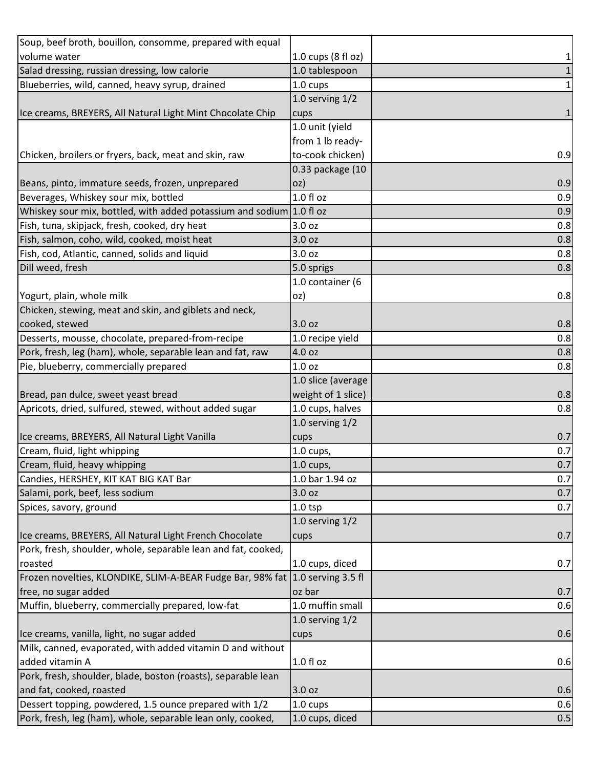| Soup, beef broth, bouillon, consomme, prepared with equal volume water | 1.0 cups (8 fl oz) | 1 |
|---|---|---|
| Salad dressing, russian dressing, low calorie | 1.0 tablespoon | 1 |
| Blueberries, wild, canned, heavy syrup, drained | 1.0 cups | 1 |
| Ice creams, BREYERS, All Natural Light Mint Chocolate Chip | 1.0 serving 1/2 cups | 1 |
| Chicken, broilers or fryers, back, meat and skin, raw | 1.0 unit (yield from 1 lb ready-to-cook chicken) | 0.9 |
| Beans, pinto, immature seeds, frozen, unprepared | 0.33 package (10 oz) | 0.9 |
| Beverages, Whiskey sour mix, bottled | 1.0 fl oz | 0.9 |
| Whiskey sour mix, bottled, with added potassium and sodium | 1.0 fl oz | 0.9 |
| Fish, tuna, skipjack, fresh, cooked, dry heat | 3.0 oz | 0.8 |
| Fish, salmon, coho, wild, cooked, moist heat | 3.0 oz | 0.8 |
| Fish, cod, Atlantic, canned, solids and liquid | 3.0 oz | 0.8 |
| Dill weed, fresh | 5.0 sprigs | 0.8 |
| Yogurt, plain, whole milk | 1.0 container (6 oz) | 0.8 |
| Chicken, stewing, meat and skin, and giblets and neck, cooked, stewed | 3.0 oz | 0.8 |
| Desserts, mousse, chocolate, prepared-from-recipe | 1.0 recipe yield | 0.8 |
| Pork, fresh, leg (ham), whole, separable lean and fat, raw | 4.0 oz | 0.8 |
| Pie, blueberry, commercially prepared | 1.0 oz | 0.8 |
| Bread, pan dulce, sweet yeast bread | 1.0 slice (average weight of 1 slice) | 0.8 |
| Apricots, dried, sulfured, stewed, without added sugar | 1.0 cups, halves | 0.8 |
| Ice creams, BREYERS, All Natural Light Vanilla | 1.0 serving 1/2 cups | 0.7 |
| Cream, fluid, light whipping | 1.0 cups, | 0.7 |
| Cream, fluid, heavy whipping | 1.0 cups, | 0.7 |
| Candies, HERSHEY, KIT KAT BIG KAT Bar | 1.0 bar 1.94 oz | 0.7 |
| Salami, pork, beef, less sodium | 3.0 oz | 0.7 |
| Spices, savory, ground | 1.0 tsp | 0.7 |
| Ice creams, BREYERS, All Natural Light French Chocolate | 1.0 serving 1/2 cups | 0.7 |
| Pork, fresh, shoulder, whole, separable lean and fat, cooked, roasted | 1.0 cups, diced | 0.7 |
| Frozen novelties, KLONDIKE, SLIM-A-BEAR Fudge Bar, 98% fat free, no sugar added | 1.0 serving 3.5 fl oz bar | 0.7 |
| Muffin, blueberry, commercially prepared, low-fat | 1.0 muffin small | 0.6 |
| Ice creams, vanilla, light, no sugar added | 1.0 serving 1/2 cups | 0.6 |
| Milk, canned, evaporated, with added vitamin D and without added vitamin A | 1.0 fl oz | 0.6 |
| Pork, fresh, shoulder, blade, boston (roasts), separable lean and fat, cooked, roasted | 3.0 oz | 0.6 |
| Dessert topping, powdered, 1.5 ounce prepared with 1/2 | 1.0 cups | 0.6 |
| Pork, fresh, leg (ham), whole, separable lean only, cooked, | 1.0 cups, diced | 0.5 |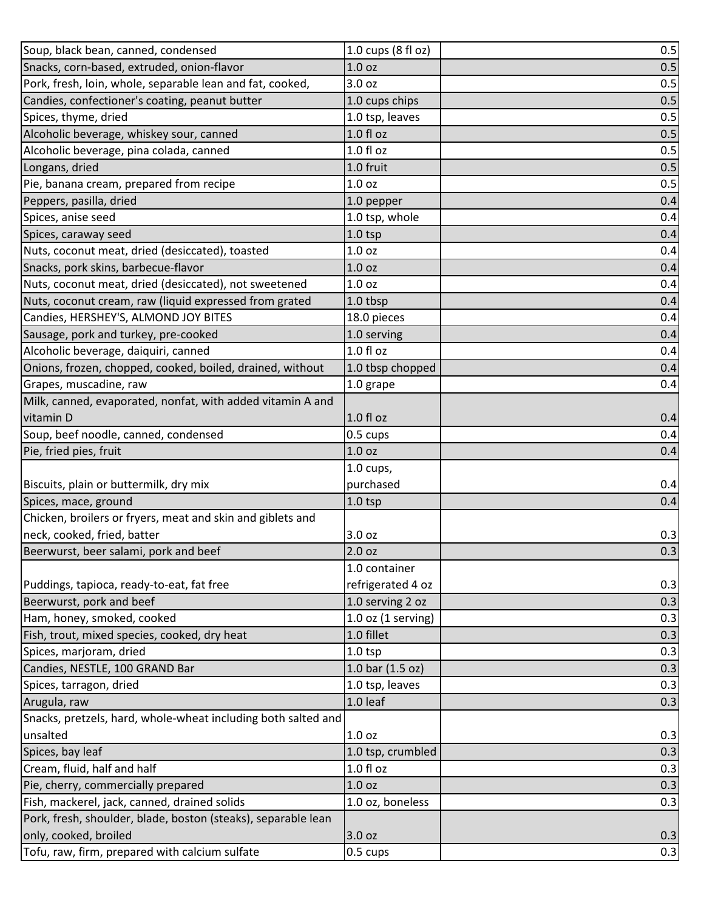| | | |
|---|---|---|
| Soup, black bean, canned, condensed | 1.0 cups (8 fl oz) | 0.5 |
| Snacks, corn-based, extruded, onion-flavor | 1.0 oz | 0.5 |
| Pork, fresh, loin, whole, separable lean and fat, cooked, | 3.0 oz | 0.5 |
| Candies, confectioner's coating, peanut butter | 1.0 cups chips | 0.5 |
| Spices, thyme, dried | 1.0 tsp, leaves | 0.5 |
| Alcoholic beverage, whiskey sour, canned | 1.0 fl oz | 0.5 |
| Alcoholic beverage, pina colada, canned | 1.0 fl oz | 0.5 |
| Longans, dried | 1.0 fruit | 0.5 |
| Pie, banana cream, prepared from recipe | 1.0 oz | 0.5 |
| Peppers, pasilla, dried | 1.0 pepper | 0.4 |
| Spices, anise seed | 1.0 tsp, whole | 0.4 |
| Spices, caraway seed | 1.0 tsp | 0.4 |
| Nuts, coconut meat, dried (desiccated), toasted | 1.0 oz | 0.4 |
| Snacks, pork skins, barbecue-flavor | 1.0 oz | 0.4 |
| Nuts, coconut meat, dried (desiccated), not sweetened | 1.0 oz | 0.4 |
| Nuts, coconut cream, raw (liquid expressed from grated | 1.0 tbsp | 0.4 |
| Candies, HERSHEY'S, ALMOND JOY BITES | 18.0 pieces | 0.4 |
| Sausage, pork and turkey, pre-cooked | 1.0 serving | 0.4 |
| Alcoholic beverage, daiquiri, canned | 1.0 fl oz | 0.4 |
| Onions, frozen, chopped, cooked, boiled, drained, without | 1.0 tbsp chopped | 0.4 |
| Grapes, muscadine, raw | 1.0 grape | 0.4 |
| Milk, canned, evaporated, nonfat, with added vitamin A and vitamin D | 1.0 fl oz | 0.4 |
| Soup, beef noodle, canned, condensed | 0.5 cups | 0.4 |
| Pie, fried pies, fruit | 1.0 oz | 0.4 |
| Biscuits, plain or buttermilk, dry mix | 1.0 cups, purchased | 0.4 |
| Spices, mace, ground | 1.0 tsp | 0.4 |
| Chicken, broilers or fryers, meat and skin and giblets and neck, cooked, fried, batter | 3.0 oz | 0.3 |
| Beerwurst, beer salami, pork and beef | 2.0 oz | 0.3 |
| Puddings, tapioca, ready-to-eat, fat free | 1.0 container refrigerated 4 oz | 0.3 |
| Beerwurst, pork and beef | 1.0 serving 2 oz | 0.3 |
| Ham, honey, smoked, cooked | 1.0 oz (1 serving) | 0.3 |
| Fish, trout, mixed species, cooked, dry heat | 1.0 fillet | 0.3 |
| Spices, marjoram, dried | 1.0 tsp | 0.3 |
| Candies, NESTLE, 100 GRAND Bar | 1.0 bar (1.5 oz) | 0.3 |
| Spices, tarragon, dried | 1.0 tsp, leaves | 0.3 |
| Arugula, raw | 1.0 leaf | 0.3 |
| Snacks, pretzels, hard, whole-wheat including both salted and unsalted | 1.0 oz | 0.3 |
| Spices, bay leaf | 1.0 tsp, crumbled | 0.3 |
| Cream, fluid, half and half | 1.0 fl oz | 0.3 |
| Pie, cherry, commercially prepared | 1.0 oz | 0.3 |
| Fish, mackerel, jack, canned, drained solids | 1.0 oz, boneless | 0.3 |
| Pork, fresh, shoulder, blade, boston (steaks), separable lean only, cooked, broiled | 3.0 oz | 0.3 |
| Tofu, raw, firm, prepared with calcium sulfate | 0.5 cups | 0.3 |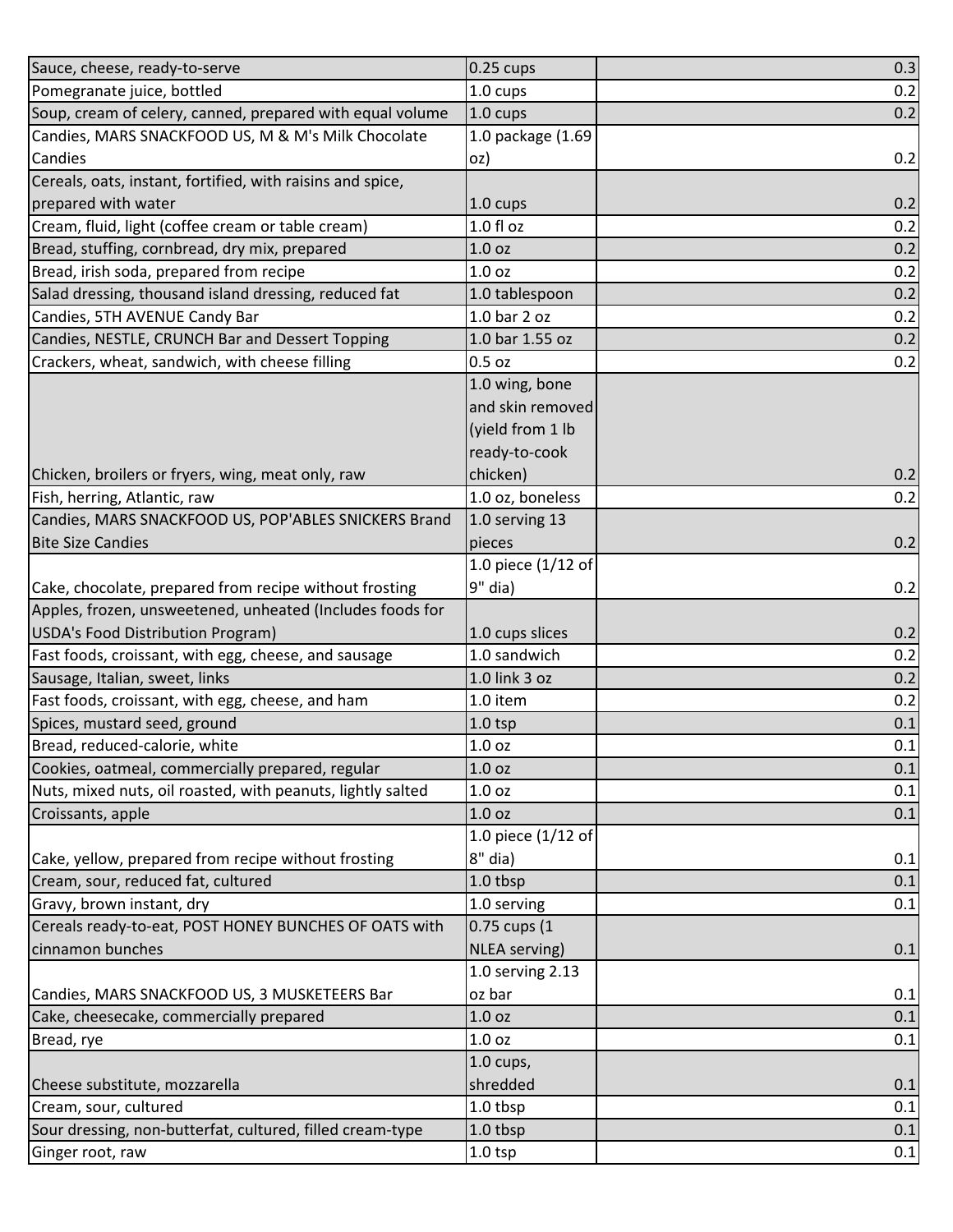| | | |
|---|---|---|
| Sauce, cheese, ready-to-serve | 0.25 cups | 0.3 |
| Pomegranate juice, bottled | 1.0 cups | 0.2 |
| Soup, cream of celery, canned, prepared with equal volume | 1.0 cups | 0.2 |
| Candies, MARS SNACKFOOD US, M & M's Milk Chocolate Candies | 1.0 package (1.69 oz) | 0.2 |
| Cereals, oats, instant, fortified, with raisins and spice, prepared with water | 1.0 cups | 0.2 |
| Cream, fluid, light (coffee cream or table cream) | 1.0 fl oz | 0.2 |
| Bread, stuffing, cornbread, dry mix, prepared | 1.0 oz | 0.2 |
| Bread, irish soda, prepared from recipe | 1.0 oz | 0.2 |
| Salad dressing, thousand island dressing, reduced fat | 1.0 tablespoon | 0.2 |
| Candies, 5TH AVENUE Candy Bar | 1.0 bar 2 oz | 0.2 |
| Candies, NESTLE, CRUNCH Bar and Dessert Topping | 1.0 bar 1.55 oz | 0.2 |
| Crackers, wheat, sandwich, with cheese filling | 0.5 oz | 0.2 |
| Chicken, broilers or fryers, wing, meat only, raw | 1.0 wing, bone and skin removed (yield from 1 lb ready-to-cook chicken) | 0.2 |
| Fish, herring, Atlantic, raw | 1.0 oz, boneless | 0.2 |
| Candies, MARS SNACKFOOD US, POP'ABLES SNICKERS Brand Bite Size Candies | 1.0 serving 13 pieces | 0.2 |
| Cake, chocolate, prepared from recipe without frosting | 1.0 piece (1/12 of 9" dia) | 0.2 |
| Apples, frozen, unsweetened, unheated (Includes foods for USDA's Food Distribution Program) | 1.0 cups slices | 0.2 |
| Fast foods, croissant, with egg, cheese, and sausage | 1.0 sandwich | 0.2 |
| Sausage, Italian, sweet, links | 1.0 link 3 oz | 0.2 |
| Fast foods, croissant, with egg, cheese, and ham | 1.0 item | 0.2 |
| Spices, mustard seed, ground | 1.0 tsp | 0.1 |
| Bread, reduced-calorie, white | 1.0 oz | 0.1 |
| Cookies, oatmeal, commercially prepared, regular | 1.0 oz | 0.1 |
| Nuts, mixed nuts, oil roasted, with peanuts, lightly salted | 1.0 oz | 0.1 |
| Croissants, apple | 1.0 oz | 0.1 |
| Cake, yellow, prepared from recipe without frosting | 1.0 piece (1/12 of 8" dia) | 0.1 |
| Cream, sour, reduced fat, cultured | 1.0 tbsp | 0.1 |
| Gravy, brown instant, dry | 1.0 serving | 0.1 |
| Cereals ready-to-eat, POST HONEY BUNCHES OF OATS with cinnamon bunches | 0.75 cups (1 NLEA serving) | 0.1 |
| Candies, MARS SNACKFOOD US, 3 MUSKETEERS Bar | 1.0 serving 2.13 oz bar | 0.1 |
| Cake, cheesecake, commercially prepared | 1.0 oz | 0.1 |
| Bread, rye | 1.0 oz | 0.1 |
| Cheese substitute, mozzarella | 1.0 cups, shredded | 0.1 |
| Cream, sour, cultured | 1.0 tbsp | 0.1 |
| Sour dressing, non-butterfat, cultured, filled cream-type | 1.0 tbsp | 0.1 |
| Ginger root, raw | 1.0 tsp | 0.1 |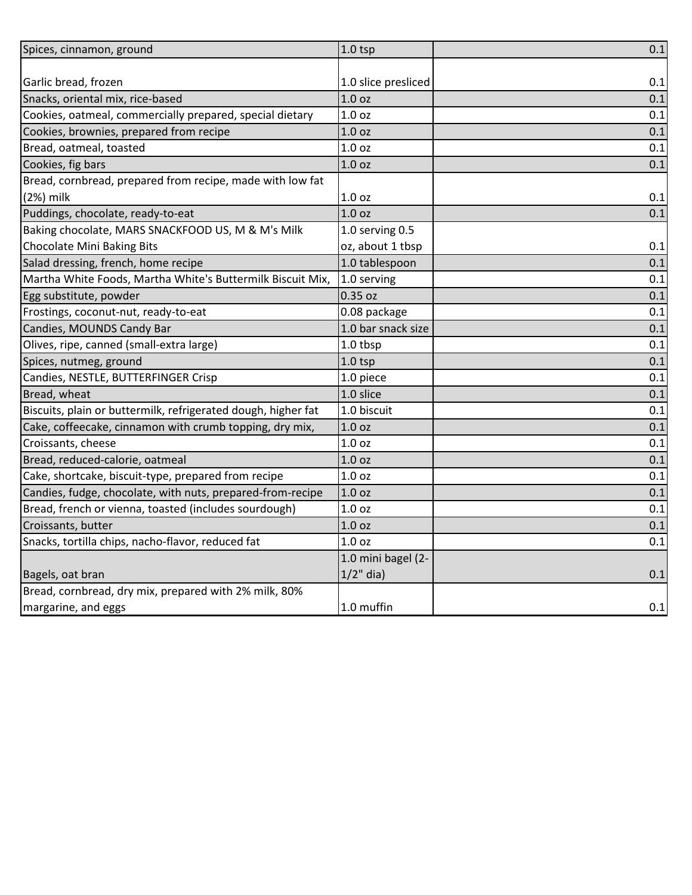| | | |
|---|---|---|
| Spices, cinnamon, ground | 1.0 tsp | 0.1 |
| Garlic bread, frozen | 1.0 slice presliced | 0.1 |
| Snacks, oriental mix, rice-based | 1.0 oz | 0.1 |
| Cookies, oatmeal, commercially prepared, special dietary | 1.0 oz | 0.1 |
| Cookies, brownies, prepared from recipe | 1.0 oz | 0.1 |
| Bread, oatmeal, toasted | 1.0 oz | 0.1 |
| Cookies, fig bars | 1.0 oz | 0.1 |
| Bread, cornbread, prepared from recipe, made with low fat (2%) milk | 1.0 oz | 0.1 |
| Puddings, chocolate, ready-to-eat | 1.0 oz | 0.1 |
| Baking chocolate, MARS SNACKFOOD US, M & M's Milk Chocolate Mini Baking Bits | 1.0 serving 0.5 oz, about 1 tbsp | 0.1 |
| Salad dressing, french, home recipe | 1.0 tablespoon | 0.1 |
| Martha White Foods, Martha White's Buttermilk Biscuit Mix, | 1.0 serving | 0.1 |
| Egg substitute, powder | 0.35 oz | 0.1 |
| Frostings, coconut-nut, ready-to-eat | 0.08 package | 0.1 |
| Candies, MOUNDS Candy Bar | 1.0 bar snack size | 0.1 |
| Olives, ripe, canned (small-extra large) | 1.0 tbsp | 0.1 |
| Spices, nutmeg, ground | 1.0 tsp | 0.1 |
| Candies, NESTLE, BUTTERFINGER Crisp | 1.0 piece | 0.1 |
| Bread, wheat | 1.0 slice | 0.1 |
| Biscuits, plain or buttermilk, refrigerated dough, higher fat | 1.0 biscuit | 0.1 |
| Cake, coffeecake, cinnamon with crumb topping, dry mix, | 1.0 oz | 0.1 |
| Croissants, cheese | 1.0 oz | 0.1 |
| Bread, reduced-calorie, oatmeal | 1.0 oz | 0.1 |
| Cake, shortcake, biscuit-type, prepared from recipe | 1.0 oz | 0.1 |
| Candies, fudge, chocolate, with nuts, prepared-from-recipe | 1.0 oz | 0.1 |
| Bread, french or vienna, toasted (includes sourdough) | 1.0 oz | 0.1 |
| Croissants, butter | 1.0 oz | 0.1 |
| Snacks, tortilla chips, nacho-flavor, reduced fat | 1.0 oz | 0.1 |
| Bagels, oat bran | 1.0 mini bagel (2-1/2" dia) | 0.1 |
| Bread, cornbread, dry mix, prepared with 2% milk, 80% margarine, and eggs | 1.0 muffin | 0.1 |